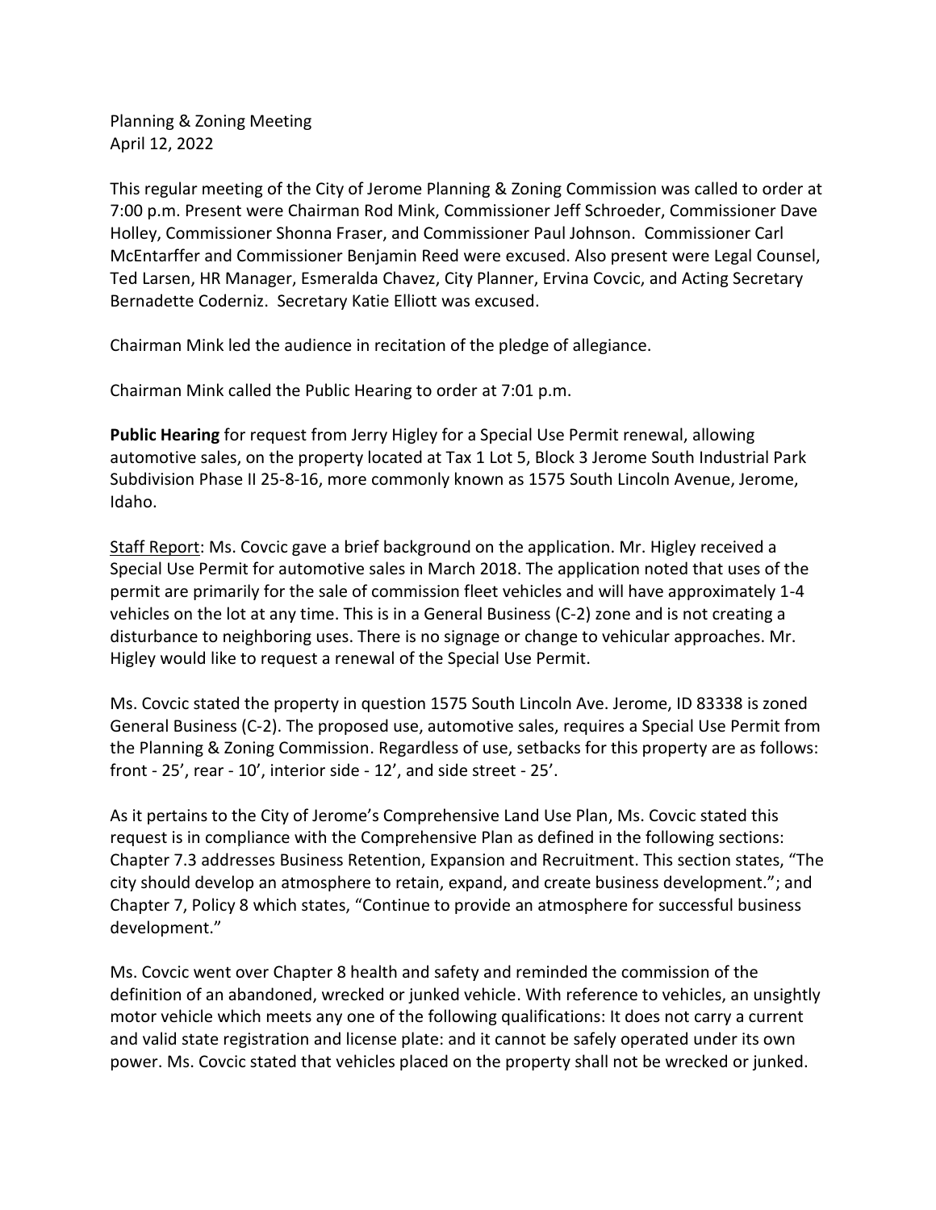Planning & Zoning Meeting
April 12, 2022

This regular meeting of the City of Jerome Planning & Zoning Commission was called to order at 7:00 p.m. Present were Chairman Rod Mink, Commissioner Jeff Schroeder, Commissioner Dave Holley, Commissioner Shonna Fraser, and Commissioner Paul Johnson. Commissioner Carl McEntarffer and Commissioner Benjamin Reed were excused. Also present were Legal Counsel, Ted Larsen, HR Manager, Esmeralda Chavez, City Planner, Ervina Covcic, and Acting Secretary Bernadette Coderniz. Secretary Katie Elliott was excused.

Chairman Mink led the audience in recitation of the pledge of allegiance.

Chairman Mink called the Public Hearing to order at 7:01 p.m.

**Public Hearing** for request from Jerry Higley for a Special Use Permit renewal, allowing automotive sales, on the property located at Tax 1 Lot 5, Block 3 Jerome South Industrial Park Subdivision Phase II 25-8-16, more commonly known as 1575 South Lincoln Avenue, Jerome, Idaho.

Staff Report: Ms. Covcic gave a brief background on the application. Mr. Higley received a Special Use Permit for automotive sales in March 2018. The application noted that uses of the permit are primarily for the sale of commission fleet vehicles and will have approximately 1-4 vehicles on the lot at any time. This is in a General Business (C-2) zone and is not creating a disturbance to neighboring uses. There is no signage or change to vehicular approaches. Mr. Higley would like to request a renewal of the Special Use Permit.

Ms. Covcic stated the property in question 1575 South Lincoln Ave. Jerome, ID 83338 is zoned General Business (C-2). The proposed use, automotive sales, requires a Special Use Permit from the Planning & Zoning Commission. Regardless of use, setbacks for this property are as follows: front - 25', rear - 10', interior side - 12', and side street - 25'.

As it pertains to the City of Jerome's Comprehensive Land Use Plan, Ms. Covcic stated this request is in compliance with the Comprehensive Plan as defined in the following sections: Chapter 7.3 addresses Business Retention, Expansion and Recruitment. This section states, "The city should develop an atmosphere to retain, expand, and create business development."; and Chapter 7, Policy 8 which states, "Continue to provide an atmosphere for successful business development."

Ms. Covcic went over Chapter 8 health and safety and reminded the commission of the definition of an abandoned, wrecked or junked vehicle. With reference to vehicles, an unsightly motor vehicle which meets any one of the following qualifications: It does not carry a current and valid state registration and license plate: and it cannot be safely operated under its own power. Ms. Covcic stated that vehicles placed on the property shall not be wrecked or junked.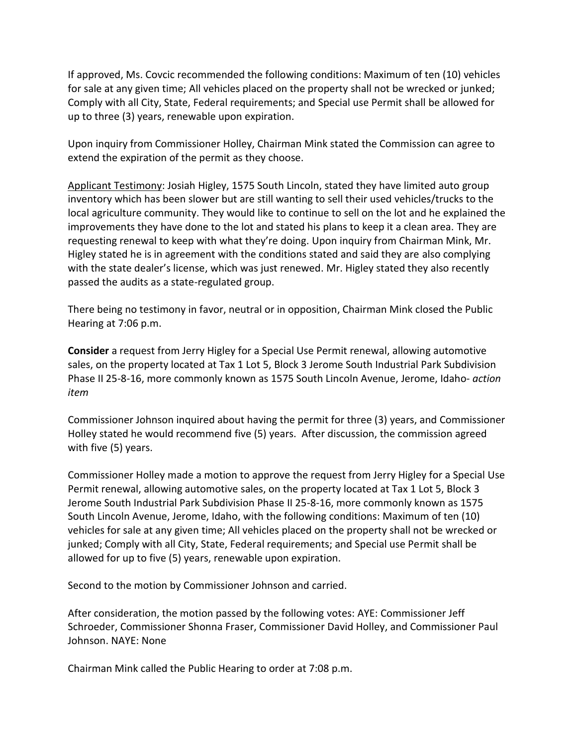If approved, Ms. Covcic recommended the following conditions: Maximum of ten (10) vehicles for sale at any given time; All vehicles placed on the property shall not be wrecked or junked; Comply with all City, State, Federal requirements; and Special use Permit shall be allowed for up to three (3) years, renewable upon expiration.

Upon inquiry from Commissioner Holley, Chairman Mink stated the Commission can agree to extend the expiration of the permit as they choose.

<u>Applicant Testimony</u>: Josiah Higley, 1575 South Lincoln, stated they have limited auto group inventory which has been slower but are still wanting to sell their used vehicles/trucks to the local agriculture community. They would like to continue to sell on the lot and he explained the improvements they have done to the lot and stated his plans to keep it a clean area. They are requesting renewal to keep with what they're doing. Upon inquiry from Chairman Mink, Mr. Higley stated he is in agreement with the conditions stated and said they are also complying with the state dealer's license, which was just renewed. Mr. Higley stated they also recently passed the audits as a state-regulated group.

There being no testimony in favor, neutral or in opposition, Chairman Mink closed the Public Hearing at 7:06 p.m.

**Consider** a request from Jerry Higley for a Special Use Permit renewal, allowing automotive sales, on the property located at Tax 1 Lot 5, Block 3 Jerome South Industrial Park Subdivision Phase II 25-8-16, more commonly known as 1575 South Lincoln Avenue, Jerome, Idaho- *action item*

Commissioner Johnson inquired about having the permit for three (3) years, and Commissioner Holley stated he would recommend five (5) years. After discussion, the commission agreed with five (5) years.

Commissioner Holley made a motion to approve the request from Jerry Higley for a Special Use Permit renewal, allowing automotive sales, on the property located at Tax 1 Lot 5, Block 3 Jerome South Industrial Park Subdivision Phase II 25-8-16, more commonly known as 1575 South Lincoln Avenue, Jerome, Idaho, with the following conditions: Maximum of ten (10) vehicles for sale at any given time; All vehicles placed on the property shall not be wrecked or junked; Comply with all City, State, Federal requirements; and Special use Permit shall be allowed for up to five (5) years, renewable upon expiration.

Second to the motion by Commissioner Johnson and carried.

After consideration, the motion passed by the following votes: AYE: Commissioner Jeff Schroeder, Commissioner Shonna Fraser, Commissioner David Holley, and Commissioner Paul Johnson. NAYE: None

Chairman Mink called the Public Hearing to order at 7:08 p.m.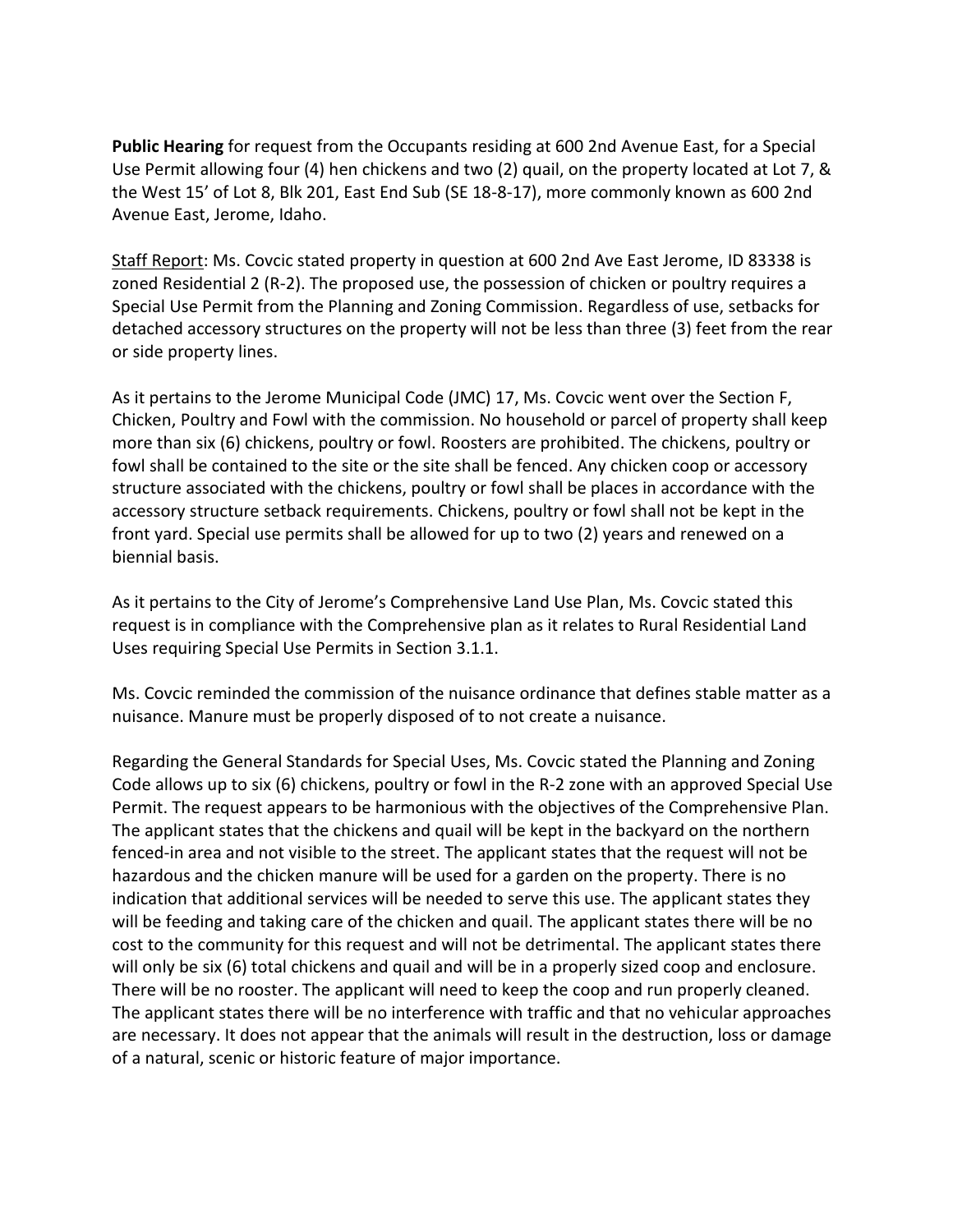**Public Hearing** for request from the Occupants residing at 600 2nd Avenue East, for a Special Use Permit allowing four (4) hen chickens and two (2) quail, on the property located at Lot 7, & the West 15' of Lot 8, Blk 201, East End Sub (SE 18-8-17), more commonly known as 600 2nd Avenue East, Jerome, Idaho.

Staff Report: Ms. Covcic stated property in question at 600 2nd Ave East Jerome, ID 83338 is zoned Residential 2 (R-2). The proposed use, the possession of chicken or poultry requires a Special Use Permit from the Planning and Zoning Commission. Regardless of use, setbacks for detached accessory structures on the property will not be less than three (3) feet from the rear or side property lines.

As it pertains to the Jerome Municipal Code (JMC) 17, Ms. Covcic went over the Section F, Chicken, Poultry and Fowl with the commission. No household or parcel of property shall keep more than six (6) chickens, poultry or fowl. Roosters are prohibited. The chickens, poultry or fowl shall be contained to the site or the site shall be fenced. Any chicken coop or accessory structure associated with the chickens, poultry or fowl shall be places in accordance with the accessory structure setback requirements. Chickens, poultry or fowl shall not be kept in the front yard. Special use permits shall be allowed for up to two (2) years and renewed on a biennial basis.

As it pertains to the City of Jerome's Comprehensive Land Use Plan, Ms. Covcic stated this request is in compliance with the Comprehensive plan as it relates to Rural Residential Land Uses requiring Special Use Permits in Section 3.1.1.

Ms. Covcic reminded the commission of the nuisance ordinance that defines stable matter as a nuisance. Manure must be properly disposed of to not create a nuisance.

Regarding the General Standards for Special Uses, Ms. Covcic stated the Planning and Zoning Code allows up to six (6) chickens, poultry or fowl in the R-2 zone with an approved Special Use Permit. The request appears to be harmonious with the objectives of the Comprehensive Plan. The applicant states that the chickens and quail will be kept in the backyard on the northern fenced-in area and not visible to the street. The applicant states that the request will not be hazardous and the chicken manure will be used for a garden on the property. There is no indication that additional services will be needed to serve this use. The applicant states they will be feeding and taking care of the chicken and quail. The applicant states there will be no cost to the community for this request and will not be detrimental. The applicant states there will only be six (6) total chickens and quail and will be in a properly sized coop and enclosure. There will be no rooster. The applicant will need to keep the coop and run properly cleaned. The applicant states there will be no interference with traffic and that no vehicular approaches are necessary. It does not appear that the animals will result in the destruction, loss or damage of a natural, scenic or historic feature of major importance.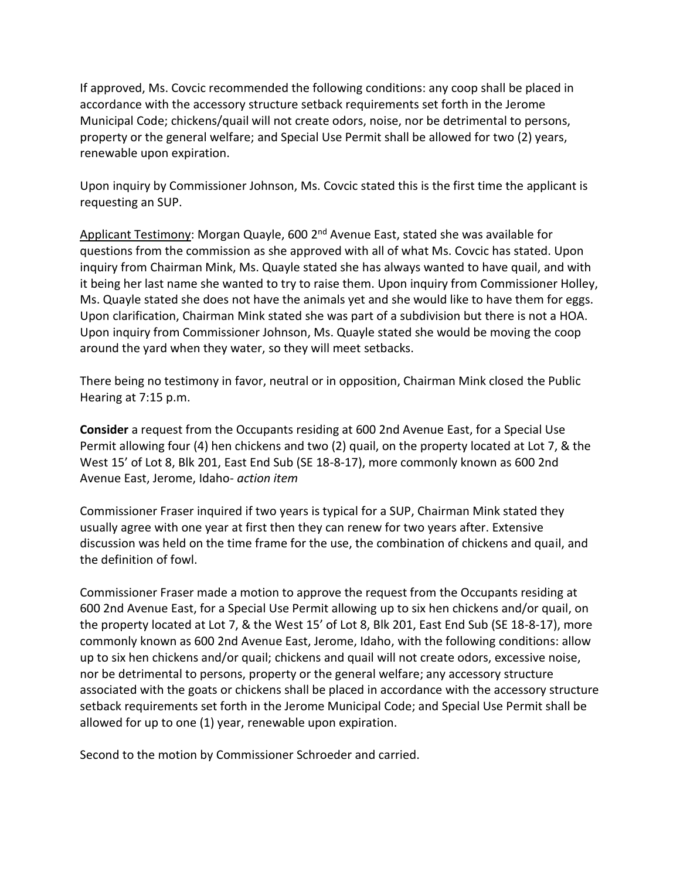If approved, Ms. Covcic recommended the following conditions: any coop shall be placed in accordance with the accessory structure setback requirements set forth in the Jerome Municipal Code; chickens/quail will not create odors, noise, nor be detrimental to persons, property or the general welfare; and Special Use Permit shall be allowed for two (2) years, renewable upon expiration.

Upon inquiry by Commissioner Johnson, Ms. Covcic stated this is the first time the applicant is requesting an SUP.

Applicant Testimony: Morgan Quayle, 600 2nd Avenue East, stated she was available for questions from the commission as she approved with all of what Ms. Covcic has stated. Upon inquiry from Chairman Mink, Ms. Quayle stated she has always wanted to have quail, and with it being her last name she wanted to try to raise them. Upon inquiry from Commissioner Holley, Ms. Quayle stated she does not have the animals yet and she would like to have them for eggs. Upon clarification, Chairman Mink stated she was part of a subdivision but there is not a HOA. Upon inquiry from Commissioner Johnson, Ms. Quayle stated she would be moving the coop around the yard when they water, so they will meet setbacks.

There being no testimony in favor, neutral or in opposition, Chairman Mink closed the Public Hearing at 7:15 p.m.

**Consider** a request from the Occupants residing at 600 2nd Avenue East, for a Special Use Permit allowing four (4) hen chickens and two (2) quail, on the property located at Lot 7, & the West 15' of Lot 8, Blk 201, East End Sub (SE 18-8-17), more commonly known as 600 2nd Avenue East, Jerome, Idaho- *action item*

Commissioner Fraser inquired if two years is typical for a SUP, Chairman Mink stated they usually agree with one year at first then they can renew for two years after. Extensive discussion was held on the time frame for the use, the combination of chickens and quail, and the definition of fowl.

Commissioner Fraser made a motion to approve the request from the Occupants residing at 600 2nd Avenue East, for a Special Use Permit allowing up to six hen chickens and/or quail, on the property located at Lot 7, & the West 15' of Lot 8, Blk 201, East End Sub (SE 18-8-17), more commonly known as 600 2nd Avenue East, Jerome, Idaho, with the following conditions: allow up to six hen chickens and/or quail; chickens and quail will not create odors, excessive noise, nor be detrimental to persons, property or the general welfare; any accessory structure associated with the goats or chickens shall be placed in accordance with the accessory structure setback requirements set forth in the Jerome Municipal Code; and Special Use Permit shall be allowed for up to one (1) year, renewable upon expiration.

Second to the motion by Commissioner Schroeder and carried.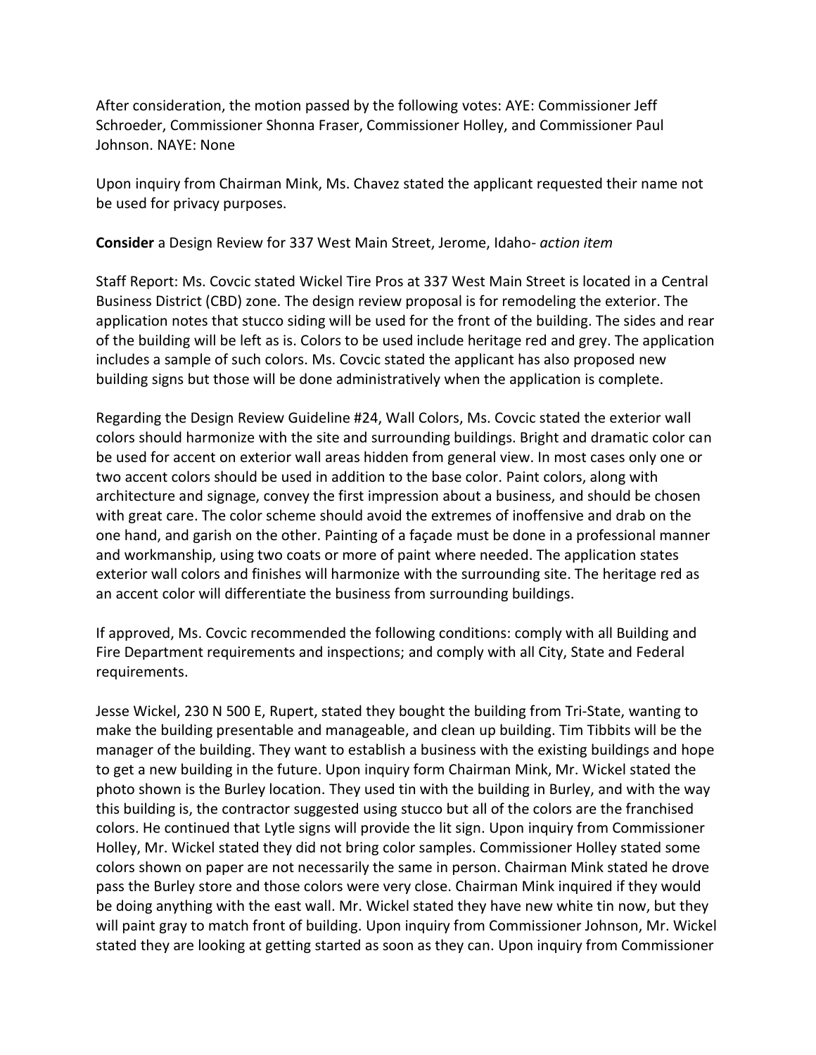After consideration, the motion passed by the following votes: AYE: Commissioner Jeff Schroeder, Commissioner Shonna Fraser, Commissioner Holley, and Commissioner Paul Johnson. NAYE: None

Upon inquiry from Chairman Mink, Ms. Chavez stated the applicant requested their name not be used for privacy purposes.

**Consider** a Design Review for 337 West Main Street, Jerome, Idaho- *action item*

Staff Report: Ms. Covcic stated Wickel Tire Pros at 337 West Main Street is located in a Central Business District (CBD) zone. The design review proposal is for remodeling the exterior. The application notes that stucco siding will be used for the front of the building. The sides and rear of the building will be left as is. Colors to be used include heritage red and grey. The application includes a sample of such colors. Ms. Covcic stated the applicant has also proposed new building signs but those will be done administratively when the application is complete.

Regarding the Design Review Guideline #24, Wall Colors, Ms. Covcic stated the exterior wall colors should harmonize with the site and surrounding buildings. Bright and dramatic color can be used for accent on exterior wall areas hidden from general view. In most cases only one or two accent colors should be used in addition to the base color. Paint colors, along with architecture and signage, convey the first impression about a business, and should be chosen with great care. The color scheme should avoid the extremes of inoffensive and drab on the one hand, and garish on the other. Painting of a façade must be done in a professional manner and workmanship, using two coats or more of paint where needed. The application states exterior wall colors and finishes will harmonize with the surrounding site. The heritage red as an accent color will differentiate the business from surrounding buildings.

If approved, Ms. Covcic recommended the following conditions: comply with all Building and Fire Department requirements and inspections; and comply with all City, State and Federal requirements.

Jesse Wickel, 230 N 500 E, Rupert, stated they bought the building from Tri-State, wanting to make the building presentable and manageable, and clean up building. Tim Tibbits will be the manager of the building. They want to establish a business with the existing buildings and hope to get a new building in the future. Upon inquiry form Chairman Mink, Mr. Wickel stated the photo shown is the Burley location. They used tin with the building in Burley, and with the way this building is, the contractor suggested using stucco but all of the colors are the franchised colors. He continued that Lytle signs will provide the lit sign. Upon inquiry from Commissioner Holley, Mr. Wickel stated they did not bring color samples. Commissioner Holley stated some colors shown on paper are not necessarily the same in person. Chairman Mink stated he drove pass the Burley store and those colors were very close. Chairman Mink inquired if they would be doing anything with the east wall. Mr. Wickel stated they have new white tin now, but they will paint gray to match front of building. Upon inquiry from Commissioner Johnson, Mr. Wickel stated they are looking at getting started as soon as they can. Upon inquiry from Commissioner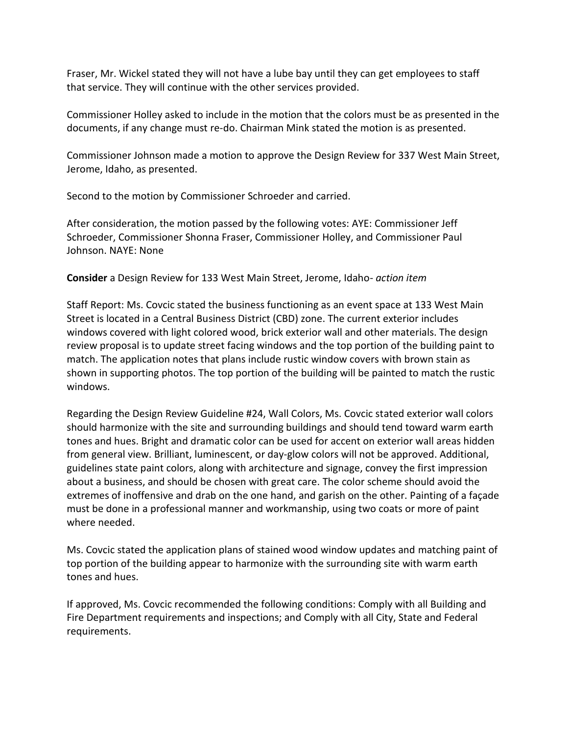Fraser, Mr. Wickel stated they will not have a lube bay until they can get employees to staff that service. They will continue with the other services provided.

Commissioner Holley asked to include in the motion that the colors must be as presented in the documents, if any change must re-do. Chairman Mink stated the motion is as presented.

Commissioner Johnson made a motion to approve the Design Review for 337 West Main Street, Jerome, Idaho, as presented.

Second to the motion by Commissioner Schroeder and carried.

After consideration, the motion passed by the following votes: AYE: Commissioner Jeff Schroeder, Commissioner Shonna Fraser, Commissioner Holley, and Commissioner Paul Johnson. NAYE: None

**Consider** a Design Review for 133 West Main Street, Jerome, Idaho- *action item*

Staff Report: Ms. Covcic stated the business functioning as an event space at 133 West Main Street is located in a Central Business District (CBD) zone. The current exterior includes windows covered with light colored wood, brick exterior wall and other materials. The design review proposal is to update street facing windows and the top portion of the building paint to match. The application notes that plans include rustic window covers with brown stain as shown in supporting photos. The top portion of the building will be painted to match the rustic windows.

Regarding the Design Review Guideline #24, Wall Colors, Ms. Covcic stated exterior wall colors should harmonize with the site and surrounding buildings and should tend toward warm earth tones and hues. Bright and dramatic color can be used for accent on exterior wall areas hidden from general view. Brilliant, luminescent, or day-glow colors will not be approved. Additional, guidelines state paint colors, along with architecture and signage, convey the first impression about a business, and should be chosen with great care. The color scheme should avoid the extremes of inoffensive and drab on the one hand, and garish on the other. Painting of a façade must be done in a professional manner and workmanship, using two coats or more of paint where needed.

Ms. Covcic stated the application plans of stained wood window updates and matching paint of top portion of the building appear to harmonize with the surrounding site with warm earth tones and hues.

If approved, Ms. Covcic recommended the following conditions: Comply with all Building and Fire Department requirements and inspections; and Comply with all City, State and Federal requirements.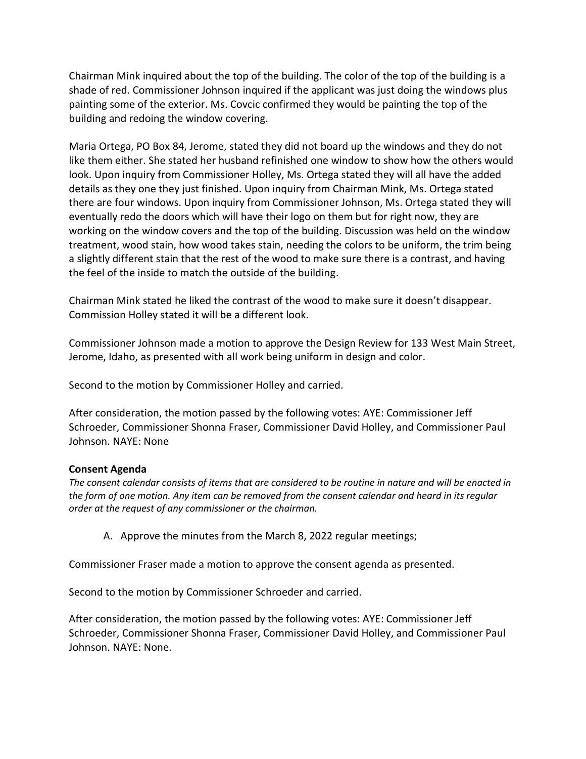Chairman Mink inquired about the top of the building. The color of the top of the building is a shade of red. Commissioner Johnson inquired if the applicant was just doing the windows plus painting some of the exterior. Ms. Covcic confirmed they would be painting the top of the building and redoing the window covering.

Maria Ortega, PO Box 84, Jerome, stated they did not board up the windows and they do not like them either. She stated her husband refinished one window to show how the others would look. Upon inquiry from Commissioner Holley, Ms. Ortega stated they will all have the added details as they one they just finished. Upon inquiry from Chairman Mink, Ms. Ortega stated there are four windows. Upon inquiry from Commissioner Johnson, Ms. Ortega stated they will eventually redo the doors which will have their logo on them but for right now, they are working on the window covers and the top of the building. Discussion was held on the window treatment, wood stain, how wood takes stain, needing the colors to be uniform, the trim being a slightly different stain that the rest of the wood to make sure there is a contrast, and having the feel of the inside to match the outside of the building.

Chairman Mink stated he liked the contrast of the wood to make sure it doesn't disappear. Commission Holley stated it will be a different look.

Commissioner Johnson made a motion to approve the Design Review for 133 West Main Street, Jerome, Idaho, as presented with all work being uniform in design and color.

Second to the motion by Commissioner Holley and carried.

After consideration, the motion passed by the following votes: AYE: Commissioner Jeff Schroeder, Commissioner Shonna Fraser, Commissioner David Holley, and Commissioner Paul Johnson. NAYE: None

**Consent Agenda**

*The consent calendar consists of items that are considered to be routine in nature and will be enacted in the form of one motion. Any item can be removed from the consent calendar and heard in its regular order at the request of any commissioner or the chairman.*

A. Approve the minutes from the March 8, 2022 regular meetings;

Commissioner Fraser made a motion to approve the consent agenda as presented.

Second to the motion by Commissioner Schroeder and carried.

After consideration, the motion passed by the following votes: AYE: Commissioner Jeff Schroeder, Commissioner Shonna Fraser, Commissioner David Holley, and Commissioner Paul Johnson. NAYE: None.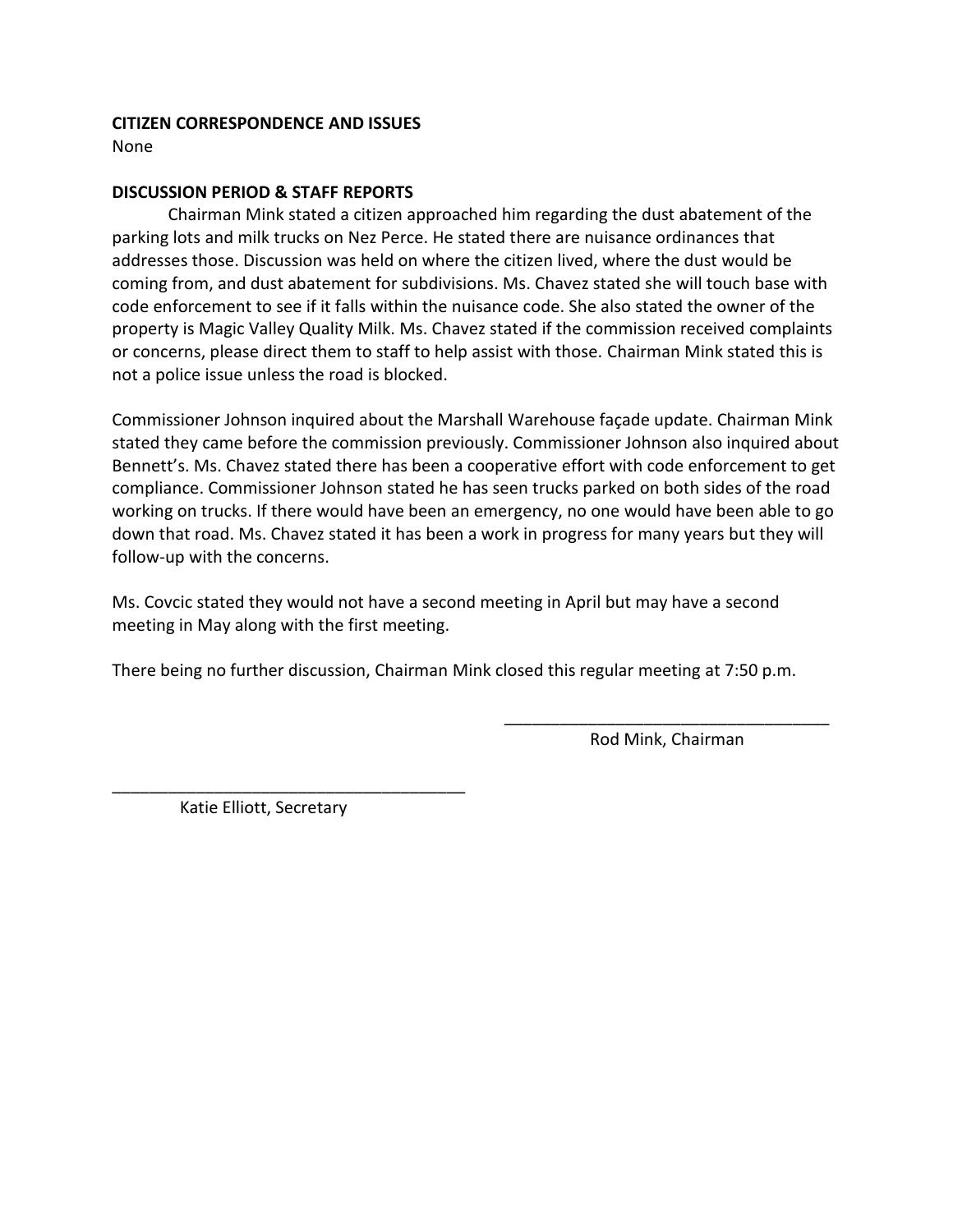**CITIZEN CORRESPONDENCE AND ISSUES**

None

**DISCUSSION PERIOD & STAFF REPORTS**

Chairman Mink stated a citizen approached him regarding the dust abatement of the parking lots and milk trucks on Nez Perce. He stated there are nuisance ordinances that addresses those. Discussion was held on where the citizen lived, where the dust would be coming from, and dust abatement for subdivisions. Ms. Chavez stated she will touch base with code enforcement to see if it falls within the nuisance code. She also stated the owner of the property is Magic Valley Quality Milk. Ms. Chavez stated if the commission received complaints or concerns, please direct them to staff to help assist with those. Chairman Mink stated this is not a police issue unless the road is blocked.

Commissioner Johnson inquired about the Marshall Warehouse façade update. Chairman Mink stated they came before the commission previously. Commissioner Johnson also inquired about Bennett's. Ms. Chavez stated there has been a cooperative effort with code enforcement to get compliance. Commissioner Johnson stated he has seen trucks parked on both sides of the road working on trucks. If there would have been an emergency, no one would have been able to go down that road. Ms. Chavez stated it has been a work in progress for many years but they will follow-up with the concerns.

Ms. Covcic stated they would not have a second meeting in April but may have a second meeting in May along with the first meeting.

There being no further discussion, Chairman Mink closed this regular meeting at 7:50 p.m.

____________________________________

Rod Mink, Chairman

________________________________________

Katie Elliott, Secretary